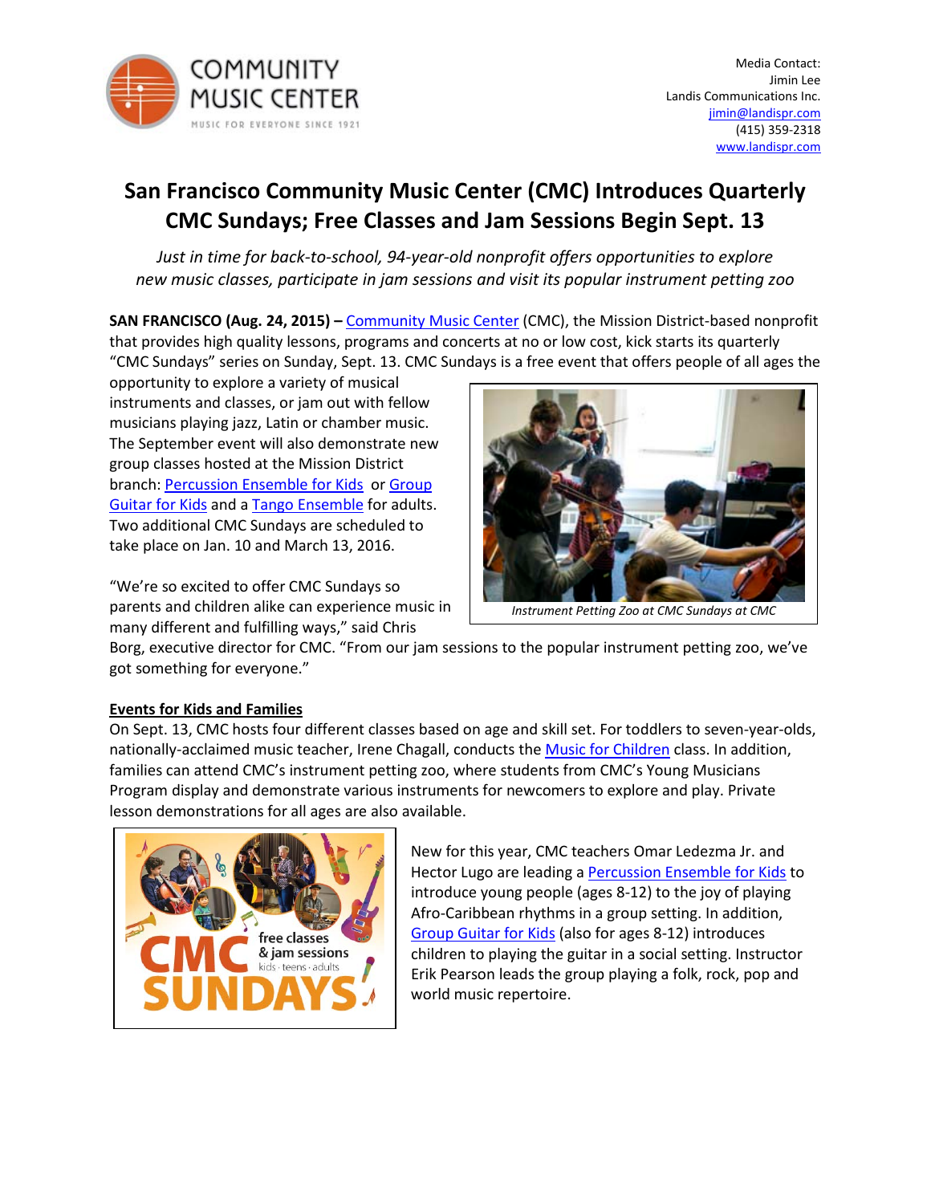Media Contact:
Jimin Lee
Landis Communications Inc.
jimin@landispr.com
(415) 359-2318
www.landispr.com

# San Francisco Community Music Center (CMC) Introduces Quarterly CMC Sundays; Free Classes and Jam Sessions Begin Sept. 13

*Just in time for back-to-school, 94-year-old nonprofit offers opportunities to explore new music classes, participate in jam sessions and visit its popular instrument petting zoo*

**SAN FRANCISCO (Aug. 24, 2015) –** Community Music Center (CMC), the Mission District-based nonprofit that provides high quality lessons, programs and concerts at no or low cost, kick starts its quarterly "CMC Sundays" series on Sunday, Sept. 13. CMC Sundays is a free event that offers people of all ages the opportunity to explore a variety of musical instruments and classes, or jam out with fellow musicians playing jazz, Latin or chamber music. The September event will also demonstrate new group classes hosted at the Mission District branch: Percussion Ensemble for Kids or Group Guitar for Kids and a Tango Ensemble for adults. Two additional CMC Sundays are scheduled to take place on Jan. 10 and March 13, 2016.

*Instrument Petting Zoo at CMC Sundays at CMC*

"We're so excited to offer CMC Sundays so parents and children alike can experience music in many different and fulfilling ways," said Chris Borg, executive director for CMC. "From our jam sessions to the popular instrument petting zoo, we've got something for everyone."

## Events for Kids and Families

On Sept. 13, CMC hosts four different classes based on age and skill set. For toddlers to seven-year-olds, nationally-acclaimed music teacher, Irene Chagall, conducts the Music for Children class. In addition, families can attend CMC's instrument petting zoo, where students from CMC's Young Musicians Program display and demonstrate various instruments for newcomers to explore and play. Private lesson demonstrations for all ages are also available.

New for this year, CMC teachers Omar Ledezma Jr. and Hector Lugo are leading a Percussion Ensemble for Kids to introduce young people (ages 8-12) to the joy of playing Afro-Caribbean rhythms in a group setting. In addition, Group Guitar for Kids (also for ages 8-12) introduces children to playing the guitar in a social setting. Instructor Erik Pearson leads the group playing a folk, rock, pop and world music repertoire.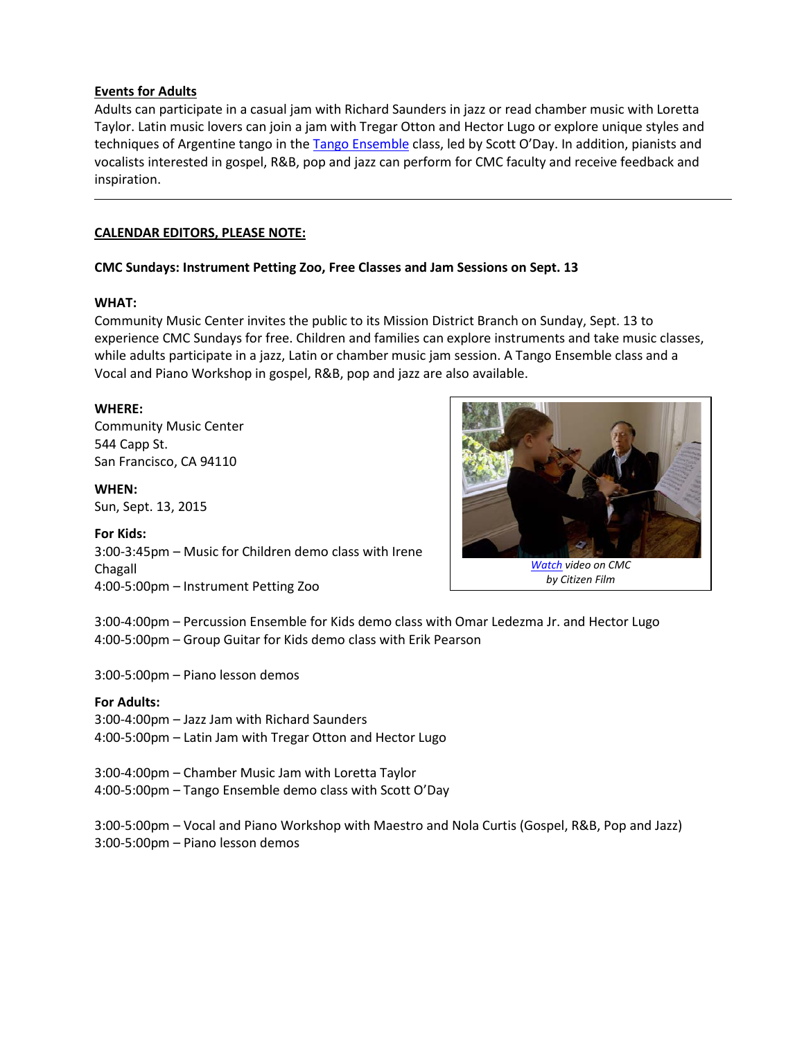**Events for Adults**

Adults can participate in a casual jam with Richard Saunders in jazz or read chamber music with Loretta Taylor. Latin music lovers can join a jam with Tregar Otton and Hector Lugo or explore unique styles and techniques of Argentine tango in the [Tango Ensemble]() class, led by Scott O'Day. In addition, pianists and vocalists interested in gospel, R&B, pop and jazz can perform for CMC faculty and receive feedback and inspiration.

---

**CALENDAR EDITORS, PLEASE NOTE:**

**CMC Sundays: Instrument Petting Zoo, Free Classes and Jam Sessions on Sept. 13**

**WHAT:**

Community Music Center invites the public to its Mission District Branch on Sunday, Sept. 13 to experience CMC Sundays for free. Children and families can explore instruments and take music classes, while adults participate in a jazz, Latin or chamber music jam session. A Tango Ensemble class and a Vocal and Piano Workshop in gospel, R&B, pop and jazz are also available.

**WHERE:**

Community Music Center
544 Capp St.
San Francisco, CA 94110

**WHEN:**

Sun, Sept. 13, 2015

*[Watch]() video on CMC by Citizen Film*

**For Kids:**

3:00-3:45pm – Music for Children demo class with Irene Chagall
4:00-5:00pm – Instrument Petting Zoo

3:00-4:00pm – Percussion Ensemble for Kids demo class with Omar Ledezma Jr. and Hector Lugo
4:00-5:00pm – Group Guitar for Kids demo class with Erik Pearson

3:00-5:00pm – Piano lesson demos

**For Adults:**

3:00-4:00pm – Jazz Jam with Richard Saunders
4:00-5:00pm – Latin Jam with Tregar Otton and Hector Lugo

3:00-4:00pm – Chamber Music Jam with Loretta Taylor
4:00-5:00pm – Tango Ensemble demo class with Scott O'Day

3:00-5:00pm – Vocal and Piano Workshop with Maestro and Nola Curtis (Gospel, R&B, Pop and Jazz)
3:00-5:00pm – Piano lesson demos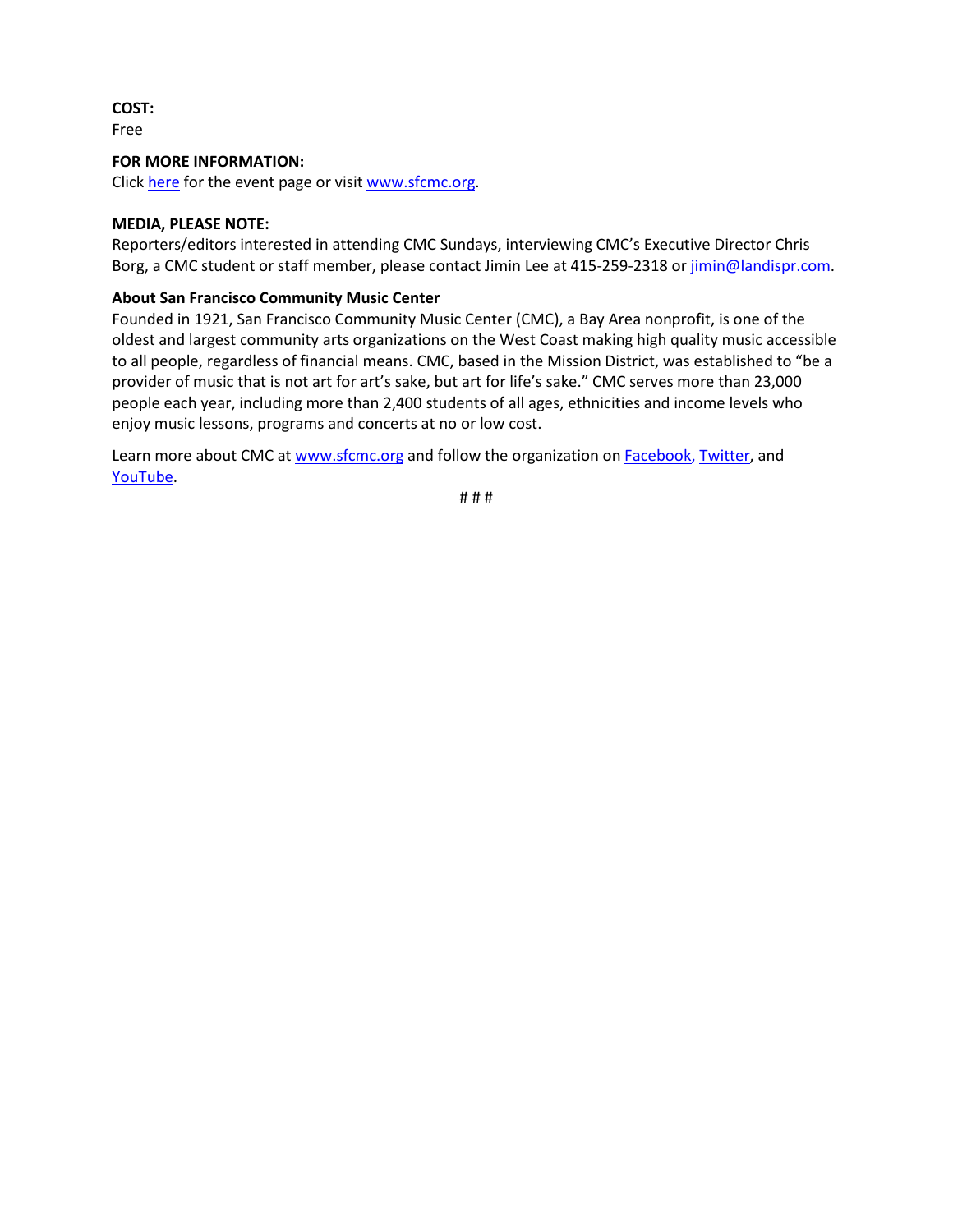**COST:**
Free

**FOR MORE INFORMATION:**
Click here for the event page or visit www.sfcmc.org.

**MEDIA, PLEASE NOTE:**
Reporters/editors interested in attending CMC Sundays, interviewing CMC's Executive Director Chris Borg, a CMC student or staff member, please contact Jimin Lee at 415-259-2318 or jimin@landispr.com.

**About San Francisco Community Music Center**
Founded in 1921, San Francisco Community Music Center (CMC), a Bay Area nonprofit, is one of the oldest and largest community arts organizations on the West Coast making high quality music accessible to all people, regardless of financial means. CMC, based in the Mission District, was established to "be a provider of music that is not art for art's sake, but art for life's sake." CMC serves more than 23,000 people each year, including more than 2,400 students of all ages, ethnicities and income levels who enjoy music lessons, programs and concerts at no or low cost.

Learn more about CMC at www.sfcmc.org and follow the organization on Facebook, Twitter, and YouTube.

# # #